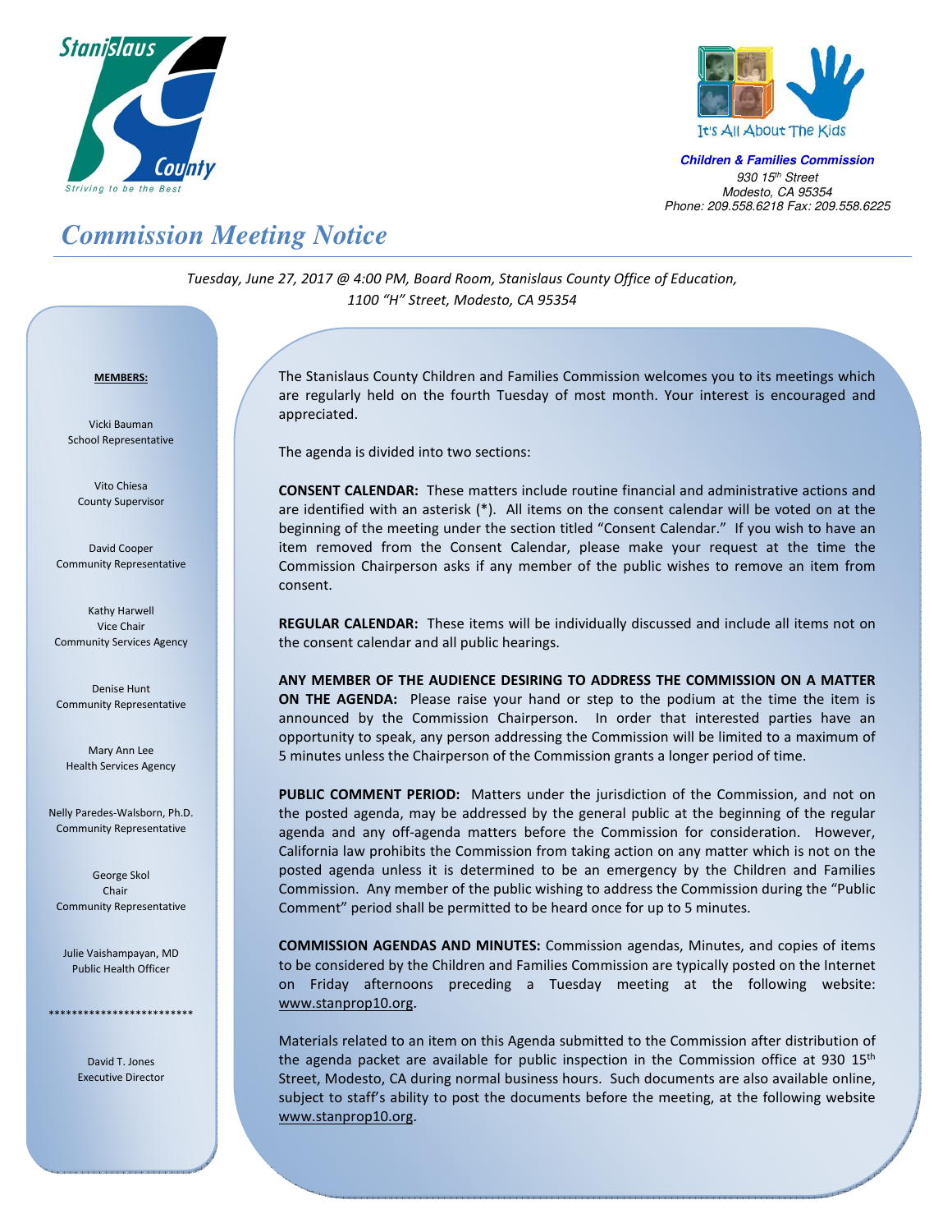Stanislaus County
*Striving to be the Best*

It's All About The Kids

***Children & Families Commission***
*930 15th Street*
*Modesto, CA 95354*
*Phone: 209.558.6218 Fax: 209.558.6225*

# *Commission Meeting Notice*

*Tuesday, June 27, 2017 @ 4:00 PM, Board Room, Stanislaus County Office of Education, 1100 "H" Street, Modesto, CA 95354*

**MEMBERS:**

Vicki Bauman
School Representative

Vito Chiesa
County Supervisor

David Cooper
Community Representative

Kathy Harwell
Vice Chair
Community Services Agency

Denise Hunt
Community Representative

Mary Ann Lee
Health Services Agency

Nelly Paredes-Walsborn, Ph.D.
Community Representative

George Skol
Chair
Community Representative

Julie Vaishampayan, MD
Public Health Officer

*************************

David T. Jones
Executive Director

The Stanislaus County Children and Families Commission welcomes you to its meetings which are regularly held on the fourth Tuesday of most month. Your interest is encouraged and appreciated.

The agenda is divided into two sections:

**CONSENT CALENDAR:** These matters include routine financial and administrative actions and are identified with an asterisk (*). All items on the consent calendar will be voted on at the beginning of the meeting under the section titled "Consent Calendar." If you wish to have an item removed from the Consent Calendar, please make your request at the time the Commission Chairperson asks if any member of the public wishes to remove an item from consent.

**REGULAR CALENDAR:** These items will be individually discussed and include all items not on the consent calendar and all public hearings.

**ANY MEMBER OF THE AUDIENCE DESIRING TO ADDRESS THE COMMISSION ON A MATTER ON THE AGENDA:** Please raise your hand or step to the podium at the time the item is announced by the Commission Chairperson. In order that interested parties have an opportunity to speak, any person addressing the Commission will be limited to a maximum of 5 minutes unless the Chairperson of the Commission grants a longer period of time.

**PUBLIC COMMENT PERIOD:** Matters under the jurisdiction of the Commission, and not on the posted agenda, may be addressed by the general public at the beginning of the regular agenda and any off-agenda matters before the Commission for consideration. However, California law prohibits the Commission from taking action on any matter which is not on the posted agenda unless it is determined to be an emergency by the Children and Families Commission. Any member of the public wishing to address the Commission during the "Public Comment" period shall be permitted to be heard once for up to 5 minutes.

**COMMISSION AGENDAS AND MINUTES:** Commission agendas, Minutes, and copies of items to be considered by the Children and Families Commission are typically posted on the Internet on Friday afternoons preceding a Tuesday meeting at the following website: www.stanprop10.org.

Materials related to an item on this Agenda submitted to the Commission after distribution of the agenda packet are available for public inspection in the Commission office at 930 15th Street, Modesto, CA during normal business hours. Such documents are also available online, subject to staff's ability to post the documents before the meeting, at the following website www.stanprop10.org.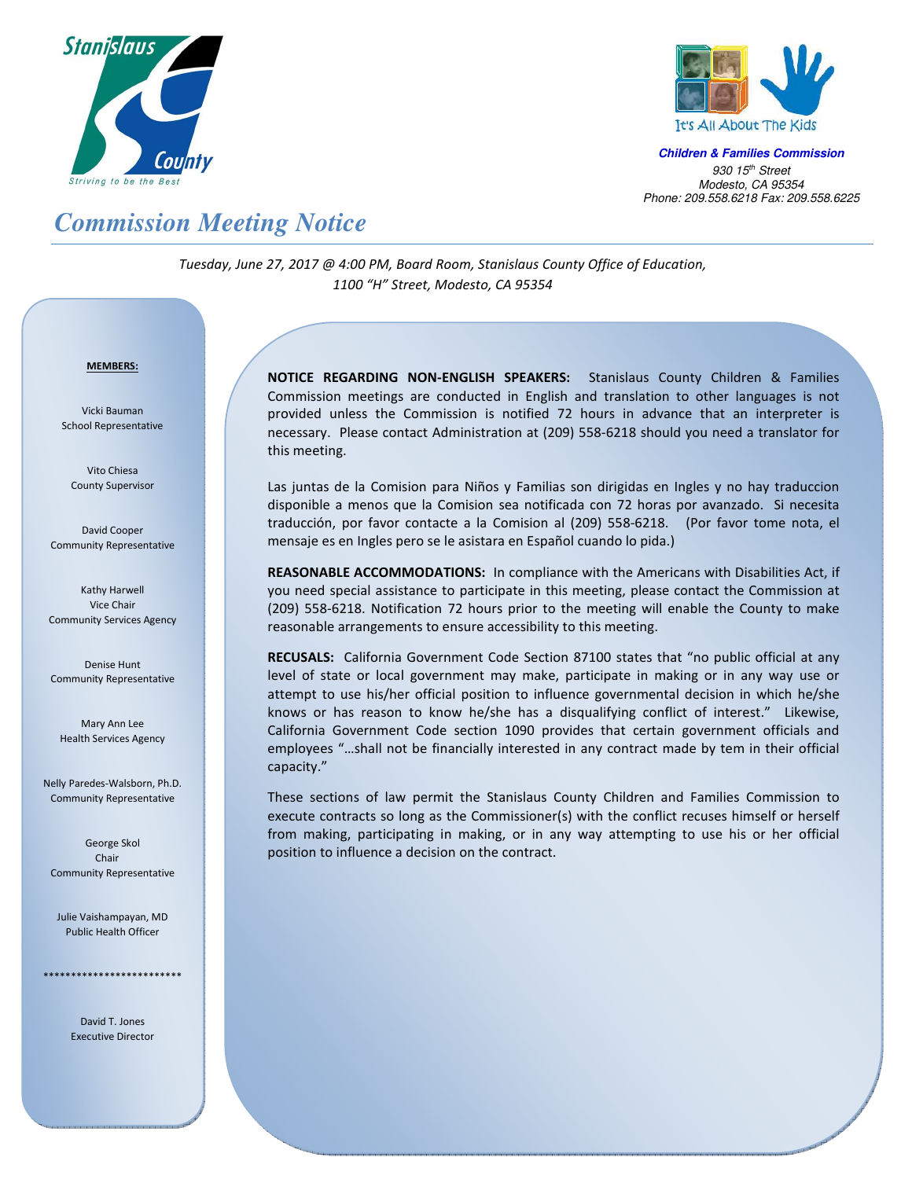Stanislaus County
Striving to be the Best

It's All About The Kids

**Children & Families Commission**
930 15th Street
Modesto, CA 95354
Phone: 209.558.6218 Fax: 209.558.6225

# *Commission Meeting Notice*

*Tuesday, June 27, 2017 @ 4:00 PM, Board Room, Stanislaus County Office of Education, 1100 "H" Street, Modesto, CA 95354*

**MEMBERS:**

Vicki Bauman
School Representative

Vito Chiesa
County Supervisor

David Cooper
Community Representative

Kathy Harwell
Vice Chair
Community Services Agency

Denise Hunt
Community Representative

Mary Ann Lee
Health Services Agency

Nelly Paredes-Walsborn, Ph.D.
Community Representative

George Skol
Chair
Community Representative

Julie Vaishampayan, MD
Public Health Officer

*************************

David T. Jones
Executive Director

**NOTICE REGARDING NON-ENGLISH SPEAKERS:** Stanislaus County Children & Families Commission meetings are conducted in English and translation to other languages is not provided unless the Commission is notified 72 hours in advance that an interpreter is necessary. Please contact Administration at (209) 558-6218 should you need a translator for this meeting.

Las juntas de la Comision para Niños y Familias son dirigidas en Ingles y no hay traduccion disponible a menos que la Comision sea notificada con 72 horas por avanzado. Si necesita traducción, por favor contacte a la Comision al (209) 558-6218. (Por favor tome nota, el mensaje es en Ingles pero se le asistara en Español cuando lo pida.)

**REASONABLE ACCOMMODATIONS:** In compliance with the Americans with Disabilities Act, if you need special assistance to participate in this meeting, please contact the Commission at (209) 558-6218. Notification 72 hours prior to the meeting will enable the County to make reasonable arrangements to ensure accessibility to this meeting.

**RECUSALS:** California Government Code Section 87100 states that "no public official at any level of state or local government may make, participate in making or in any way use or attempt to use his/her official position to influence governmental decision in which he/she knows or has reason to know he/she has a disqualifying conflict of interest." Likewise, California Government Code section 1090 provides that certain government officials and employees "…shall not be financially interested in any contract made by tem in their official capacity."

These sections of law permit the Stanislaus County Children and Families Commission to execute contracts so long as the Commissioner(s) with the conflict recuses himself or herself from making, participating in making, or in any way attempting to use his or her official position to influence a decision on the contract.